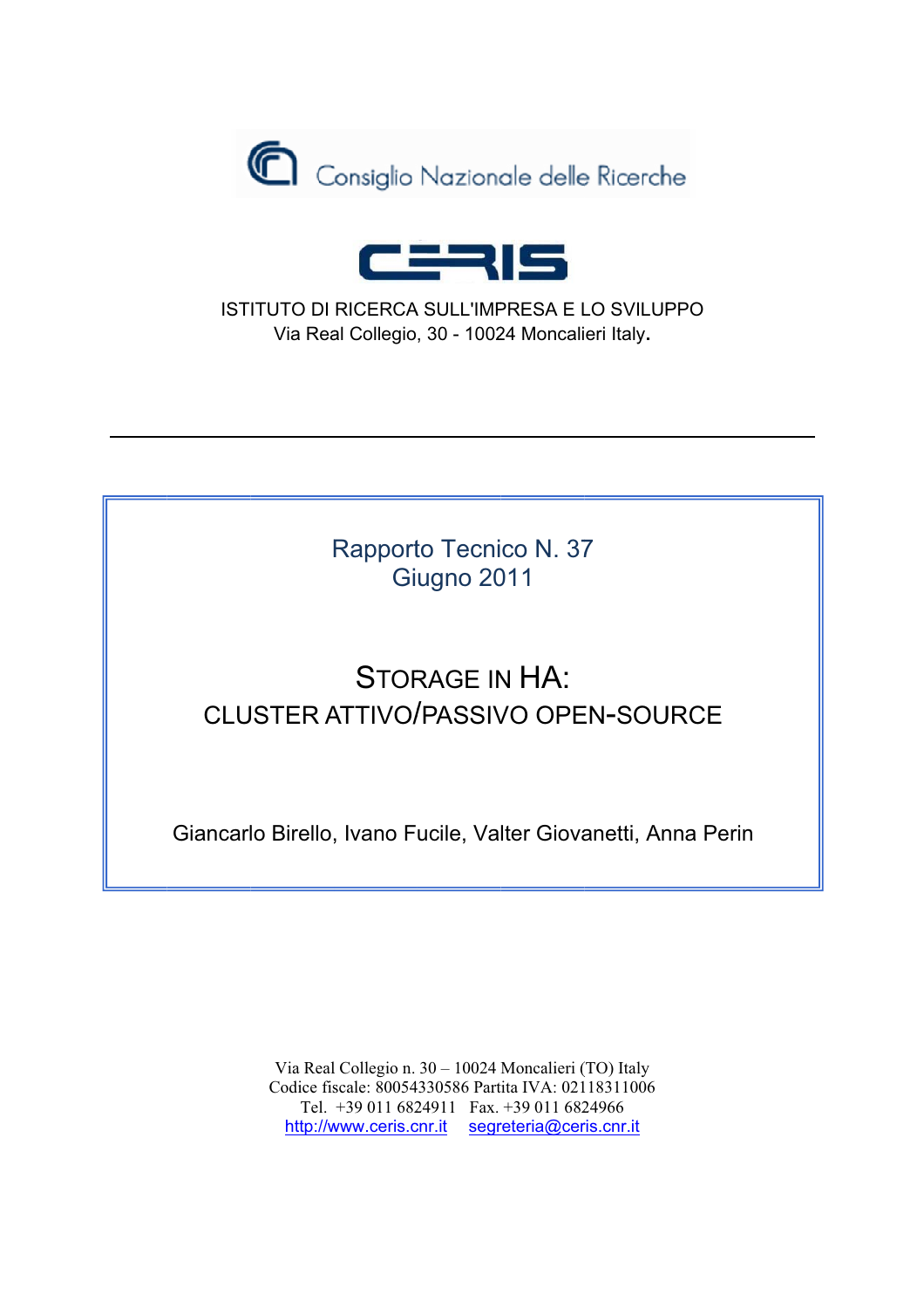Consiglio Nazionale delle Ricerche

CERIS

ISTITUTO DI RICERCA SULL'IMPRESA E LO SVILUPPO
Via Real Collegio, 30 - 10024 Moncalieri Italy.

---

Rapporto Tecnico N. 37
Giugno 2011

# STORAGE IN HA:
## CLUSTER ATTIVO/PASSIVO OPEN-SOURCE

Giancarlo Birello, Ivano Fucile, Valter Giovanetti, Anna Perin

Via Real Collegio n. 30 – 10024 Moncalieri (TO) Italy
Codice fiscale: 80054330586 Partita IVA: 02118311006
Tel. +39 011 6824911 Fax. +39 011 6824966
http://www.ceris.cnr.it segreteria@ceris.cnr.it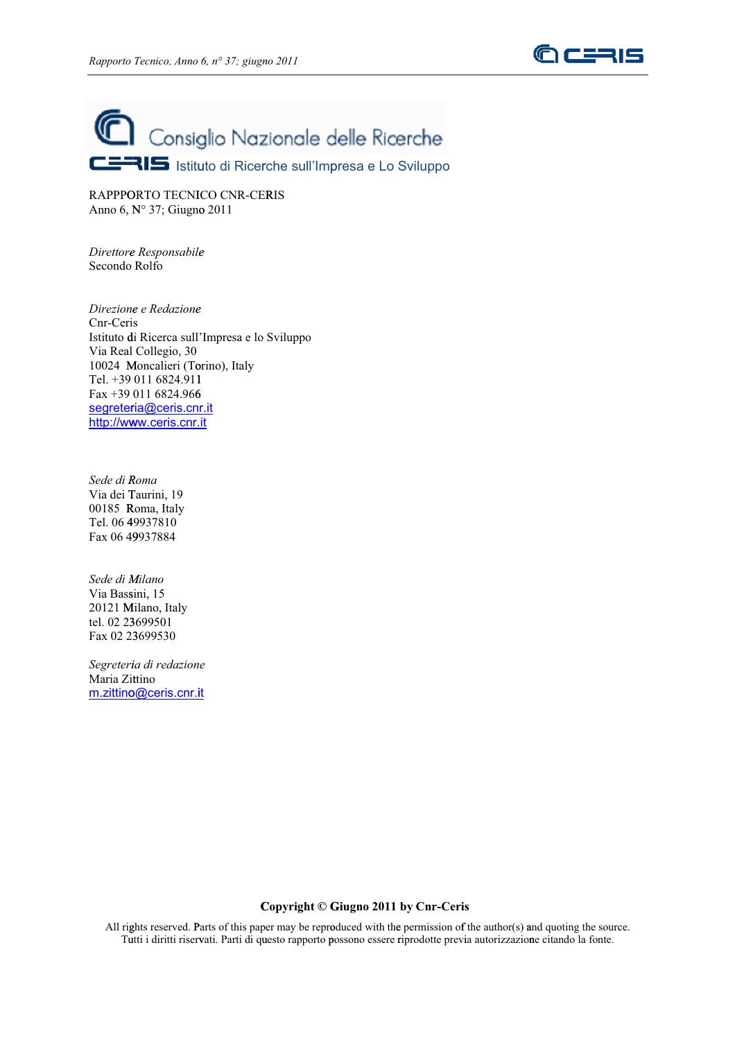Consiglio Nazionale delle Ricerche

CERIS Istituto di Ricerche sull'Impresa e Lo Sviluppo

RAPPPORTO TECNICO CNR-CERIS
Anno 6, N° 37; Giugno 2011

*Direttore Responsabile*
Secondo Rolfo

*Direzione e Redazione*
Cnr-Ceris
Istituto di Ricerca sull'Impresa e lo Sviluppo
Via Real Collegio, 30
10024 Moncalieri (Torino), Italy
Tel. +39 011 6824.911
Fax +39 011 6824.966
segreteria@ceris.cnr.it
http://www.ceris.cnr.it

*Sede di Roma*
Via dei Taurini, 19
00185 Roma, Italy
Tel. 06 49937810
Fax 06 49937884

*Sede di Milano*
Via Bassini, 15
20121 Milano, Italy
tel. 02 23699501
Fax 02 23699530

*Segreteria di redazione*
Maria Zittino
m.zittino@ceris.cnr.it

**Copyright © Giugno 2011 by Cnr-Ceris**

All rights reserved. Parts of this paper may be reproduced with the permission of the author(s) and quoting the source.
Tutti i diritti riservati. Parti di questo rapporto possono essere riprodotte previa autorizzazione citando la fonte.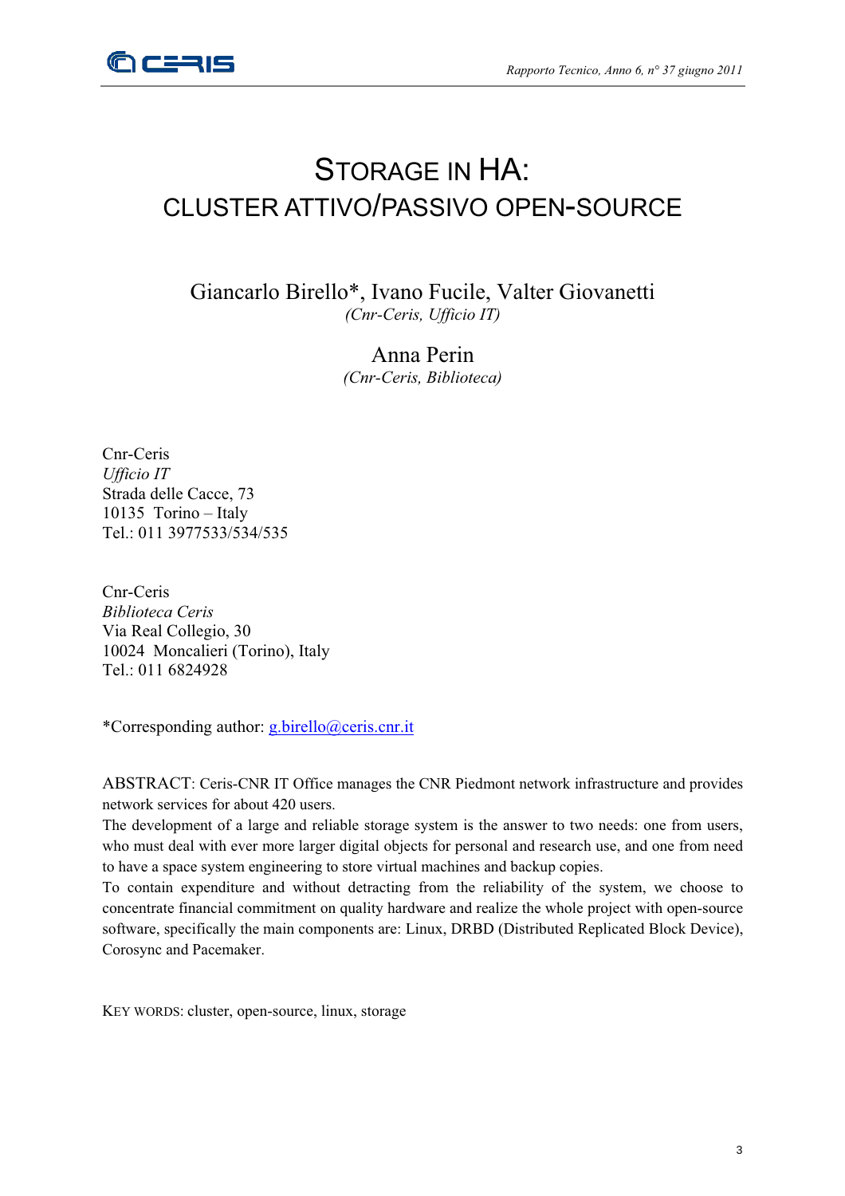# STORAGE IN HA:
# CLUSTER ATTIVO/PASSIVO OPEN-SOURCE

Giancarlo Birello*, Ivano Fucile, Valter Giovanetti
*(Cnr-Ceris, Ufficio IT)*

Anna Perin
*(Cnr-Ceris, Biblioteca)*

Cnr-Ceris
*Ufficio IT*
Strada delle Cacce, 73
10135 Torino – Italy
Tel.: 011 3977533/534/535

Cnr-Ceris
*Biblioteca Ceris*
Via Real Collegio, 30
10024 Moncalieri (Torino), Italy
Tel.: 011 6824928

*Corresponding author: g.birello@ceris.cnr.it

ABSTRACT: Ceris-CNR IT Office manages the CNR Piedmont network infrastructure and provides network services for about 420 users.
The development of a large and reliable storage system is the answer to two needs: one from users, who must deal with ever more larger digital objects for personal and research use, and one from need to have a space system engineering to store virtual machines and backup copies.
To contain expenditure and without detracting from the reliability of the system, we choose to concentrate financial commitment on quality hardware and realize the whole project with open-source software, specifically the main components are: Linux, DRBD (Distributed Replicated Block Device), Corosync and Pacemaker.

KEY WORDS: cluster, open-source, linux, storage